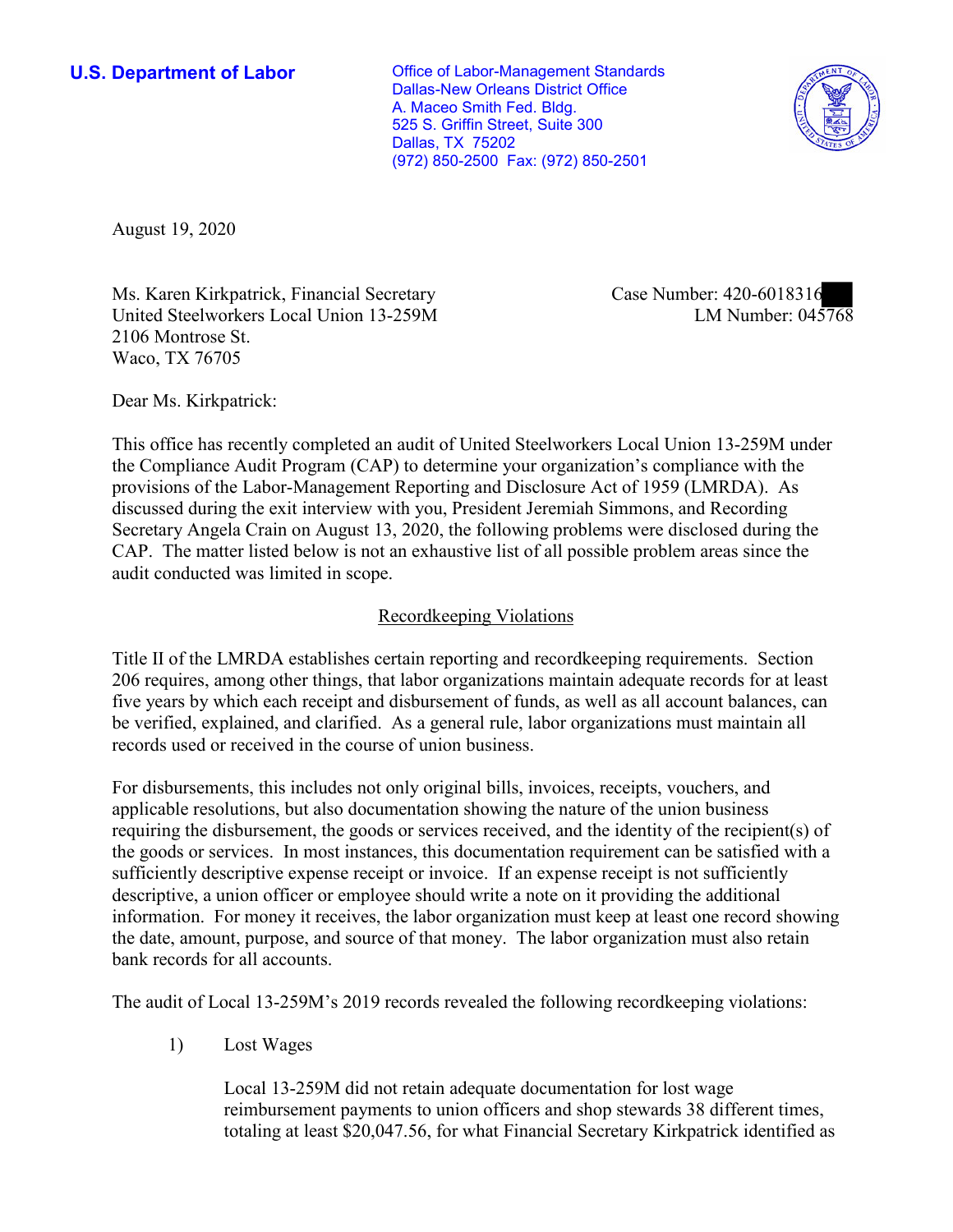**U.S. Department of Labor**

Office of Labor-Management Standards
Dallas-New Orleans District Office
A. Maceo Smith Fed. Bldg.
525 S. Griffin Street, Suite 300
Dallas, TX 75202
(972) 850-2500 Fax: (972) 850-2501

August 19, 2020

Ms. Karen Kirkpatrick, Financial Secretary
United Steelworkers Local Union 13-259M
2106 Montrose St.
Waco, TX 76705

Case Number: 420-6018316
LM Number: 045768

Dear Ms. Kirkpatrick:

This office has recently completed an audit of United Steelworkers Local Union 13-259M under the Compliance Audit Program (CAP) to determine your organization's compliance with the provisions of the Labor-Management Reporting and Disclosure Act of 1959 (LMRDA). As discussed during the exit interview with you, President Jeremiah Simmons, and Recording Secretary Angela Crain on August 13, 2020, the following problems were disclosed during the CAP. The matter listed below is not an exhaustive list of all possible problem areas since the audit conducted was limited in scope.

## Recordkeeping Violations

Title II of the LMRDA establishes certain reporting and recordkeeping requirements. Section 206 requires, among other things, that labor organizations maintain adequate records for at least five years by which each receipt and disbursement of funds, as well as all account balances, can be verified, explained, and clarified. As a general rule, labor organizations must maintain all records used or received in the course of union business.

For disbursements, this includes not only original bills, invoices, receipts, vouchers, and applicable resolutions, but also documentation showing the nature of the union business requiring the disbursement, the goods or services received, and the identity of the recipient(s) of the goods or services. In most instances, this documentation requirement can be satisfied with a sufficiently descriptive expense receipt or invoice. If an expense receipt is not sufficiently descriptive, a union officer or employee should write a note on it providing the additional information. For money it receives, the labor organization must keep at least one record showing the date, amount, purpose, and source of that money. The labor organization must also retain bank records for all accounts.

The audit of Local 13-259M's 2019 records revealed the following recordkeeping violations:

1) Lost Wages

   Local 13-259M did not retain adequate documentation for lost wage reimbursement payments to union officers and shop stewards 38 different times, totaling at least $20,047.56, for what Financial Secretary Kirkpatrick identified as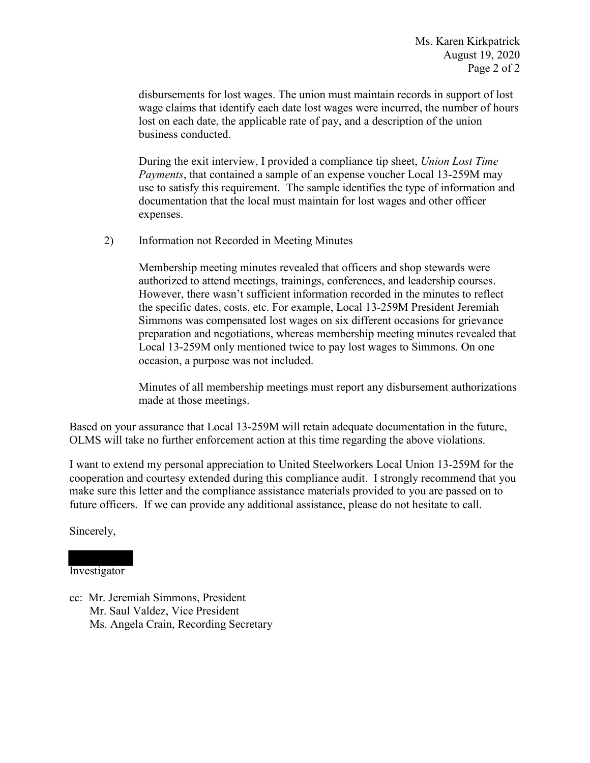disbursements for lost wages. The union must maintain records in support of lost wage claims that identify each date lost wages were incurred, the number of hours lost on each date, the applicable rate of pay, and a description of the union business conducted.

During the exit interview, I provided a compliance tip sheet, *Union Lost Time Payments*, that contained a sample of an expense voucher Local 13-259M may use to satisfy this requirement. The sample identifies the type of information and documentation that the local must maintain for lost wages and other officer expenses.

2) Information not Recorded in Meeting Minutes

Membership meeting minutes revealed that officers and shop stewards were authorized to attend meetings, trainings, conferences, and leadership courses. However, there wasn't sufficient information recorded in the minutes to reflect the specific dates, costs, etc. For example, Local 13-259M President Jeremiah Simmons was compensated lost wages on six different occasions for grievance preparation and negotiations, whereas membership meeting minutes revealed that Local 13-259M only mentioned twice to pay lost wages to Simmons. On one occasion, a purpose was not included.

Minutes of all membership meetings must report any disbursement authorizations made at those meetings.

Based on your assurance that Local 13-259M will retain adequate documentation in the future, OLMS will take no further enforcement action at this time regarding the above violations.

I want to extend my personal appreciation to United Steelworkers Local Union 13-259M for the cooperation and courtesy extended during this compliance audit. I strongly recommend that you make sure this letter and the compliance assistance materials provided to you are passed on to future officers. If we can provide any additional assistance, please do not hesitate to call.

Sincerely,

Investigator

cc: Mr. Jeremiah Simmons, President
Mr. Saul Valdez, Vice President
Ms. Angela Crain, Recording Secretary